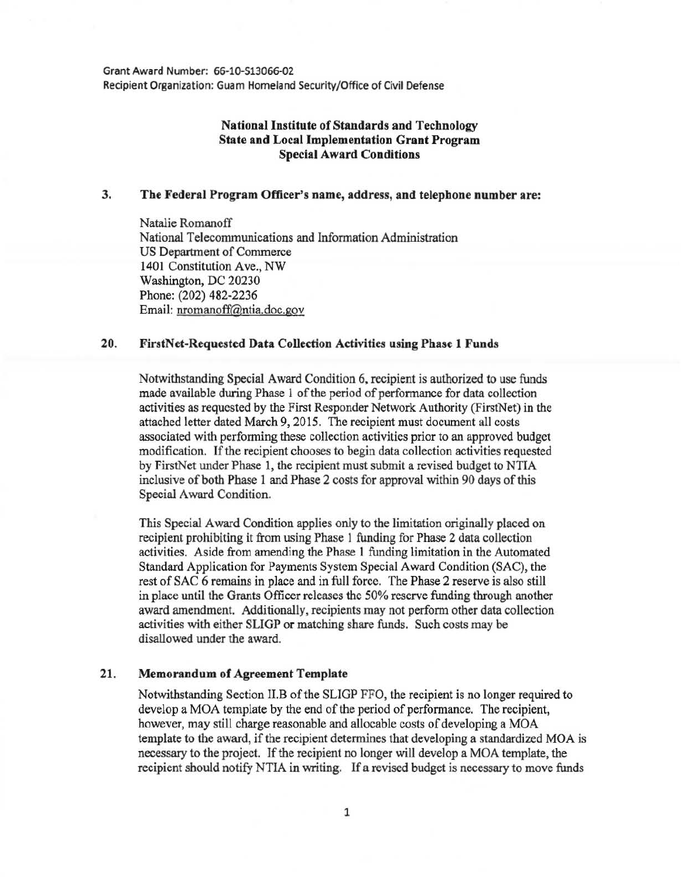Grant Award Number: 66-10-S13066-02
Recipient Organization: Guam Homeland Security/Office of Civil Defense

**National Institute of Standards and Technology**
**State and Local Implementation Grant Program**
**Special Award Conditions**

**3. The Federal Program Officer's name, address, and telephone number are:**

Natalie Romanoff
National Telecommunications and Information Administration
US Department of Commerce
1401 Constitution Ave., NW
Washington, DC 20230
Phone: (202) 482-2236
Email: nromanoff@ntia.doc.gov

**20. FirstNet-Requested Data Collection Activities using Phase 1 Funds**

Notwithstanding Special Award Condition 6, recipient is authorized to use funds made available during Phase 1 of the period of performance for data collection activities as requested by the First Responder Network Authority (FirstNet) in the attached letter dated March 9, 2015. The recipient must document all costs associated with performing these collection activities prior to an approved budget modification. If the recipient chooses to begin data collection activities requested by FirstNet under Phase 1, the recipient must submit a revised budget to NTIA inclusive of both Phase 1 and Phase 2 costs for approval within 90 days of this Special Award Condition.

This Special Award Condition applies only to the limitation originally placed on recipient prohibiting it from using Phase 1 funding for Phase 2 data collection activities. Aside from amending the Phase 1 funding limitation in the Automated Standard Application for Payments System Special Award Condition (SAC), the rest of SAC 6 remains in place and in full force. The Phase 2 reserve is also still in place until the Grants Officer releases the 50% reserve funding through another award amendment. Additionally, recipients may not perform other data collection activities with either SLIGP or matching share funds. Such costs may be disallowed under the award.

**21. Memorandum of Agreement Template**

Notwithstanding Section II.B of the SLIGP FFO, the recipient is no longer required to develop a MOA template by the end of the period of performance. The recipient, however, may still charge reasonable and allocable costs of developing a MOA template to the award, if the recipient determines that developing a standardized MOA is necessary to the project. If the recipient no longer will develop a MOA template, the recipient should notify NTIA in writing. If a revised budget is necessary to move funds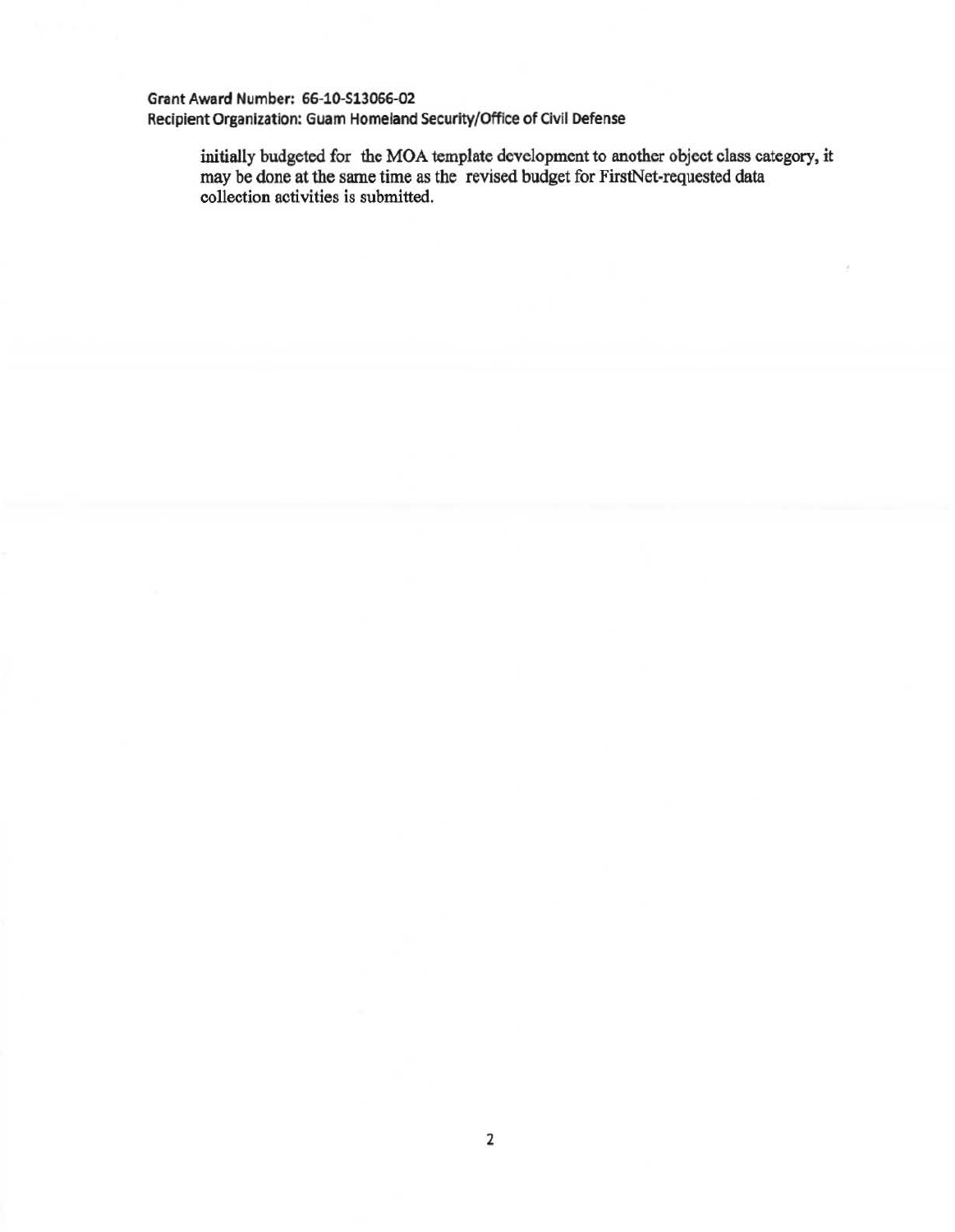Grant Award Number: 66-10-S13066-02
Recipient Organization: Guam Homeland Security/Office of Civil Defense

initially budgeted for the MOA template development to another object class category, it may be done at the same time as the revised budget for FirstNet-requested data collection activities is submitted.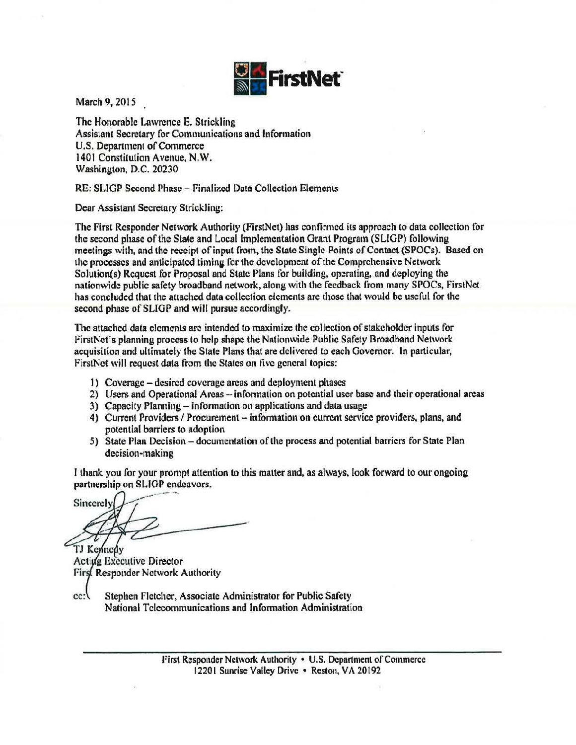FirstNet

March 9, 2015

The Honorable Lawrence E. Strickling
Assistant Secretary for Communications and Information
U.S. Department of Commerce
1401 Constitution Avenue, N.W.
Washington, D.C. 20230

RE: SLIGP Second Phase – Finalized Data Collection Elements

Dear Assistant Secretary Strickling:

The First Responder Network Authority (FirstNet) has confirmed its approach to data collection for the second phase of the State and Local Implementation Grant Program (SLIGP) following meetings with, and the receipt of input from, the State Single Points of Contact (SPOCs). Based on the processes and anticipated timing for the development of the Comprehensive Network Solution(s) Request for Proposal and State Plans for building, operating, and deploying the nationwide public safety broadband network, along with the feedback from many SPOCs, FirstNet has concluded that the attached data collection elements are those that would be useful for the second phase of SLIGP and will pursue accordingly.

The attached data elements are intended to maximize the collection of stakeholder inputs for FirstNet's planning process to help shape the Nationwide Public Safety Broadband Network acquisition and ultimately the State Plans that are delivered to each Governor. In particular, FirstNet will request data from the States on five general topics:

1) Coverage – desired coverage areas and deployment phases
2) Users and Operational Areas – information on potential user base and their operational areas
3) Capacity Planning – information on applications and data usage
4) Current Providers / Procurement – information on current service providers, plans, and potential barriers to adoption
5) State Plan Decision – documentation of the process and potential barriers for State Plan decision-making

I thank you for your prompt attention to this matter and, as always, look forward to our ongoing partnership on SLIGP endeavors.

Sincerely,

TJ Kennedy
Acting Executive Director
First Responder Network Authority

cc: Stephen Fletcher, Associate Administrator for Public Safety
National Telecommunications and Information Administration

First Responder Network Authority • U.S. Department of Commerce
12201 Sunrise Valley Drive • Reston, VA 20192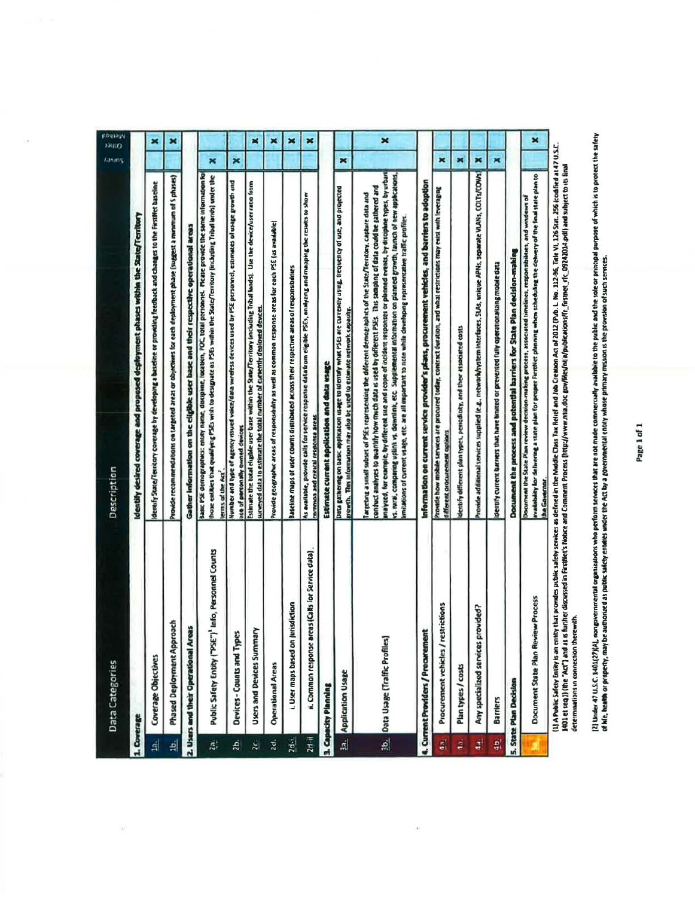| | Data Categories | Description | Survey | Other Method |
|---|---|---|---|---|
| **1. Coverage** | | **Identify desired coverage and proposed deployment phases within the State/Territory** | | |
| 1a. | Coverage Objectives | Identify State/Territory coverage by developing a baseline or providing feedback and changes to the FirstNet baseline | | X |
| 1b. | Phased Deployment Approach | Provide recommendations on targeted areas or objectives for each deployment phase (suggest a minimum of 5 phases) | | X |
| **2. Users and their Operational Areas** | | **Gather information on the eligible user base and their respective operational areas** | | |
| 2a. | Public Safety Entity ("PSE")[1] Info, Personnel Counts | Basic PSE demographics: entity name, discipline, location, POC, total personnel. Please provide the same information for those entities that qualifying PSEs wish to designate as PSEs within the State/Territory (including Tribal lands) under the terms of the Act[2]. | X | |
| 2b. | Devices - Counts and Types | Number and type of agency issued voice/data wireless devices used by PSE personnel, estimates of usage growth and use of personally owned devices | X | |
| 2c. | Users and Devices Summary | Estimate the total eligible user base within the State/Territory (including Tribal lands). Use the device/user ratio from surveyed data to estimate the total number of currently deployed devices. | | X |
| 2d. | Operational Areas | Provide geographic areas of responsibility as well as common response areas for each PSE (as available) | | X |
| 2d.i. | i. User maps based on jurisdiction | Baseline maps of user counts distributed across their respective areas of responsibilities | | X |
| 2d.ii. | ii. Common response areas (Calls for Service data) | As available, provide calls for service response data from eligible PSEs, analyzing and mapping the results to show common and critical response areas | | X |
| **3. Capacity Planning** | | **Estimate current application and data usage** | | |
| 3a. | Application Usage | Data gathering on basic application usage to identify what PSEs are currently using, frequency of use, and projected growth. This information may also be used to estimate network capacity. | X | |
| 3b. | Data Usage (Traffic Profiles) | Targeting a small subset of PSEs representing the different demographics of the State/Territory, capture data and conduct analyses to quantify how much data is used by different PSEs. This sampling of data could be gathered and analyzed, for example, by different size and scope of incident responses or planned events, by discipline types, by urban vs. rural, comparing uplink vs. downlink, etc. Supplemental information on planned growth, launch of new applications, limitations of current usage, etc. are all important to note while developing representative traffic profiles. | | X |
| **4. Current Providers / Procurement** | | **Information on current service provider's plans, procurement vehicles, and barriers to adoption** | | |
| 4a. | Procurement vehicles / restrictions | Provide how mobile services are procured today, contract duration, and what restrictions may exist with leveraging different procurement options | X | |
| 4a. | Plan types / costs | Identify different plan types, periodicity, and their associated costs | X | |
| 4a. | Any specialized services provided? | Provide additional services supplied (e.g., network/system interfaces, SLAs, unique APNs, separate VLANs, COLTs/COWs) | X | |
| 4b. | Barriers | Identify current barriers that have limited or prevented fully operationalizing mobile data | X | |
| **5. State Plan Decision** | | **Document the process and potential barriers for State Plan decision-making** | | |
| 5. | Document State Plan Review Process | Document the State Plan review decision-making process, associated timelines, responsibilities, and windows of availability for delivering a state plan for proper FirstNet planning when scheduling the delivery of the final state plan to the Governor. | | X |

[1] A Public Safety Entity is an entity that provides public safety services as defined in the Middle Class Tax Relief and Job Creation Act of 2012 (Pub. L. No. 112-96, Title VI, 126 Stat. 256 (codified at 47 U.S.C. 1401 et seq.)) (the "Act") and as is further discussed in FirstNet's Notice and Comment Process (http://www.ntia.doc.gov/files/ntia/publications/fr_firstnet_rfc_09242014.pdf) and subject to its final determinations in connection therewith.

[2] Under 47 U.S.C. 1401(27)(A), nongovernmental organizations who perform services that are not made commercially available to the public and the sole or principal purpose of which is to protect the safety of life, health or property, may be authorized as public safety entities under the Act by a governmental entity whose primary mission is the provision of such services.